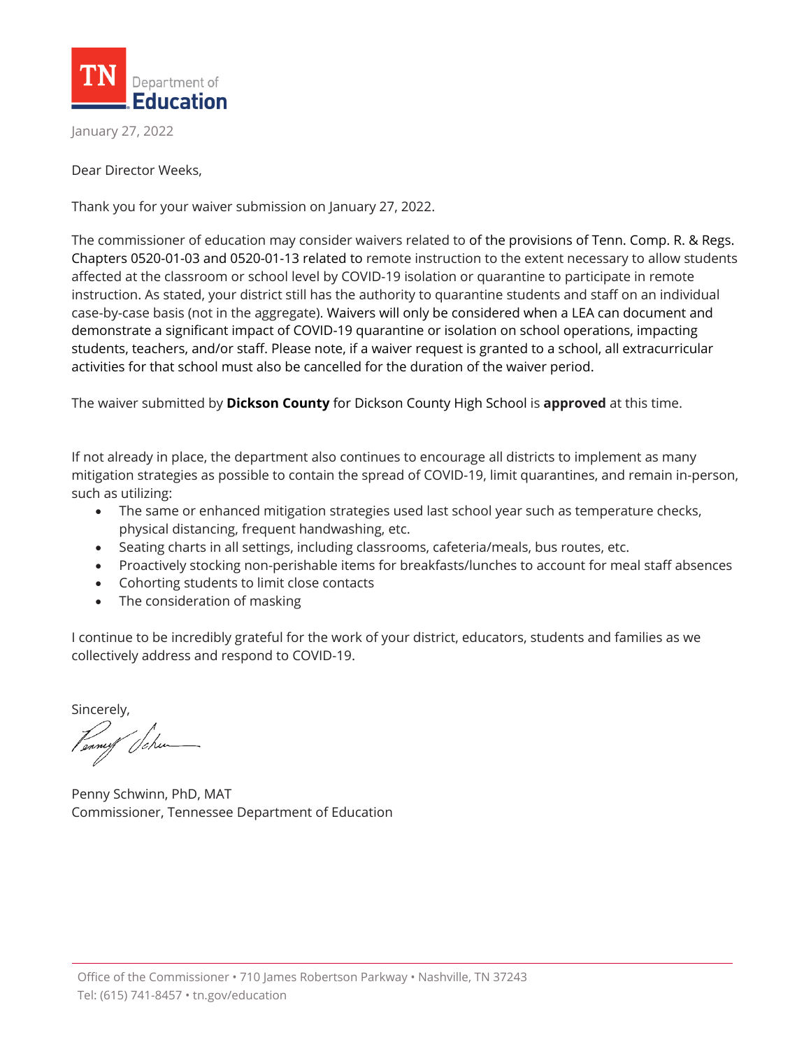TN Department of Education

January 27, 2022

Dear Director Weeks,

Thank you for your waiver submission on January 27, 2022.

The commissioner of education may consider waivers related to of the provisions of Tenn. Comp. R. & Regs. Chapters 0520-01-03 and 0520-01-13 related to remote instruction to the extent necessary to allow students affected at the classroom or school level by COVID-19 isolation or quarantine to participate in remote instruction. As stated, your district still has the authority to quarantine students and staff on an individual case-by-case basis (not in the aggregate). Waivers will only be considered when a LEA can document and demonstrate a significant impact of COVID-19 quarantine or isolation on school operations, impacting students, teachers, and/or staff. Please note, if a waiver request is granted to a school, all extracurricular activities for that school must also be cancelled for the duration of the waiver period.

The waiver submitted by **Dickson County** for Dickson County High School is **approved** at this time.

If not already in place, the department also continues to encourage all districts to implement as many mitigation strategies as possible to contain the spread of COVID-19, limit quarantines, and remain in-person, such as utilizing:

- The same or enhanced mitigation strategies used last school year such as temperature checks, physical distancing, frequent handwashing, etc.
- Seating charts in all settings, including classrooms, cafeteria/meals, bus routes, etc.
- Proactively stocking non-perishable items for breakfasts/lunches to account for meal staff absences
- Cohorting students to limit close contacts
- The consideration of masking

I continue to be incredibly grateful for the work of your district, educators, students and families as we collectively address and respond to COVID-19.

Sincerely,

Penny Schwinn, PhD, MAT
Commissioner, Tennessee Department of Education

Office of the Commissioner • 710 James Robertson Parkway • Nashville, TN 37243
Tel: (615) 741-8457 • tn.gov/education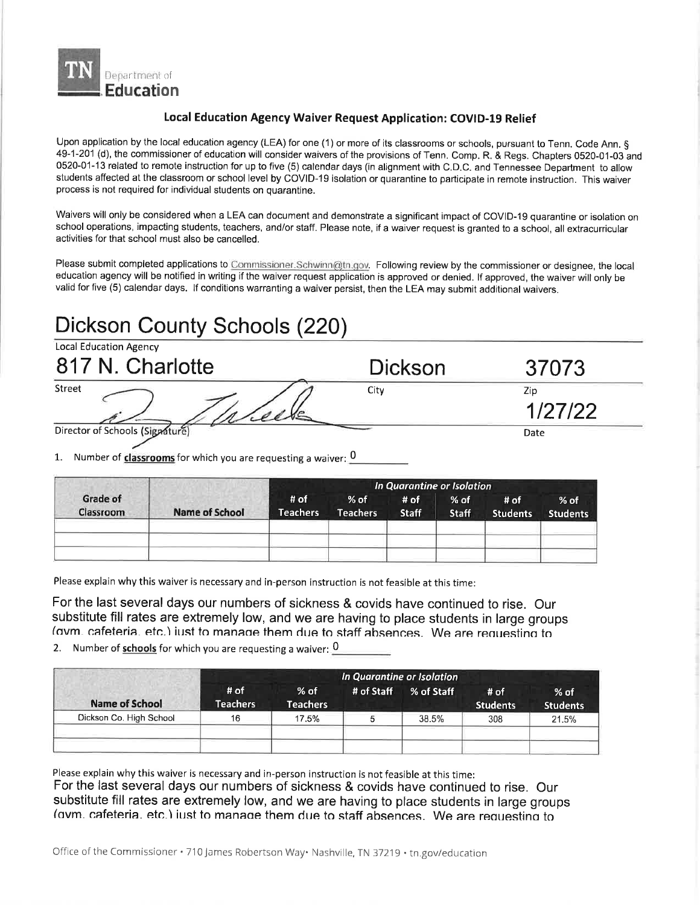# Local Education Agency Waiver Request Application: COVID-19 Relief

Upon application by the local education agency (LEA) for one (1) or more of its classrooms or schools, pursuant to Tenn. Code Ann. § 49-1-201 (d), the commissioner of education will consider waivers of the provisions of Tenn. Comp. R. & Regs. Chapters 0520-01-03 and 0520-01-13 related to remote instruction for up to five (5) calendar days (in alignment with C.D.C. and Tennessee Department to allow students affected at the classroom or school level by COVID-19 isolation or quarantine to participate in remote instruction. This waiver process is not required for individual students on quarantine.

Waivers will only be considered when a LEA can document and demonstrate a significant impact of COVID-19 quarantine or isolation on school operations, impacting students, teachers, and/or staff. Please note, if a waiver request is granted to a school, all extracurricular activities for that school must also be cancelled.

Please submit completed applications to Commissioner.Schwinn@tn.gov. Following review by the commissioner or designee, the local education agency will be notified in writing if the waiver request application is approved or denied. If approved, the waiver will only be valid for five (5) calendar days. If conditions warranting a waiver persist, then the LEA may submit additional waivers.

Dickson County Schools (220)

Local Education Agency

817 N. Charlotte | Dickson | 37073

Street | City | Zip

1/27/22

Director of Schools (Signature) | Date

1. Number of **classrooms** for which you are requesting a waiver: 0

| | | In Quarantine or Isolation | | | | | |
|---|---|---|---|---|---|---|---|
| Grade of Classroom | Name of School | # of Teachers | % of Teachers | # of Staff | % of Staff | # of Students | % of Students |
| | | | | | | | |
| | | | | | | | |
| | | | | | | | |

Please explain why this waiver is necessary and in-person instruction is not feasible at this time:

For the last several days our numbers of sickness & covids have continued to rise. Our substitute fill rates are extremely low, and we are having to place students in large groups (gym, cafeteria, etc.) just to manage them due to staff absences. We are requesting to

2. Number of **schools** for which you are requesting a waiver: 0

| | In Quarantine or Isolation | | | | | |
|---|---|---|---|---|---|---|
| Name of School | # of Teachers | % of Teachers | # of Staff | % of Staff | # of Students | % of Students |
| Dickson Co. High School | 16 | 17.5% | 5 | 38.5% | 308 | 21.5% |
| | | | | | | |
| | | | | | | |

Please explain why this waiver is necessary and in-person instruction is not feasible at this time:

For the last several days our numbers of sickness & covids have continued to rise. Our substitute fill rates are extremely low, and we are having to place students in large groups (gym, cafeteria, etc.) just to manage them due to staff absences. We are requesting to

Office of the Commissioner • 710 James Robertson Way• Nashville, TN 37219 • tn.gov/education